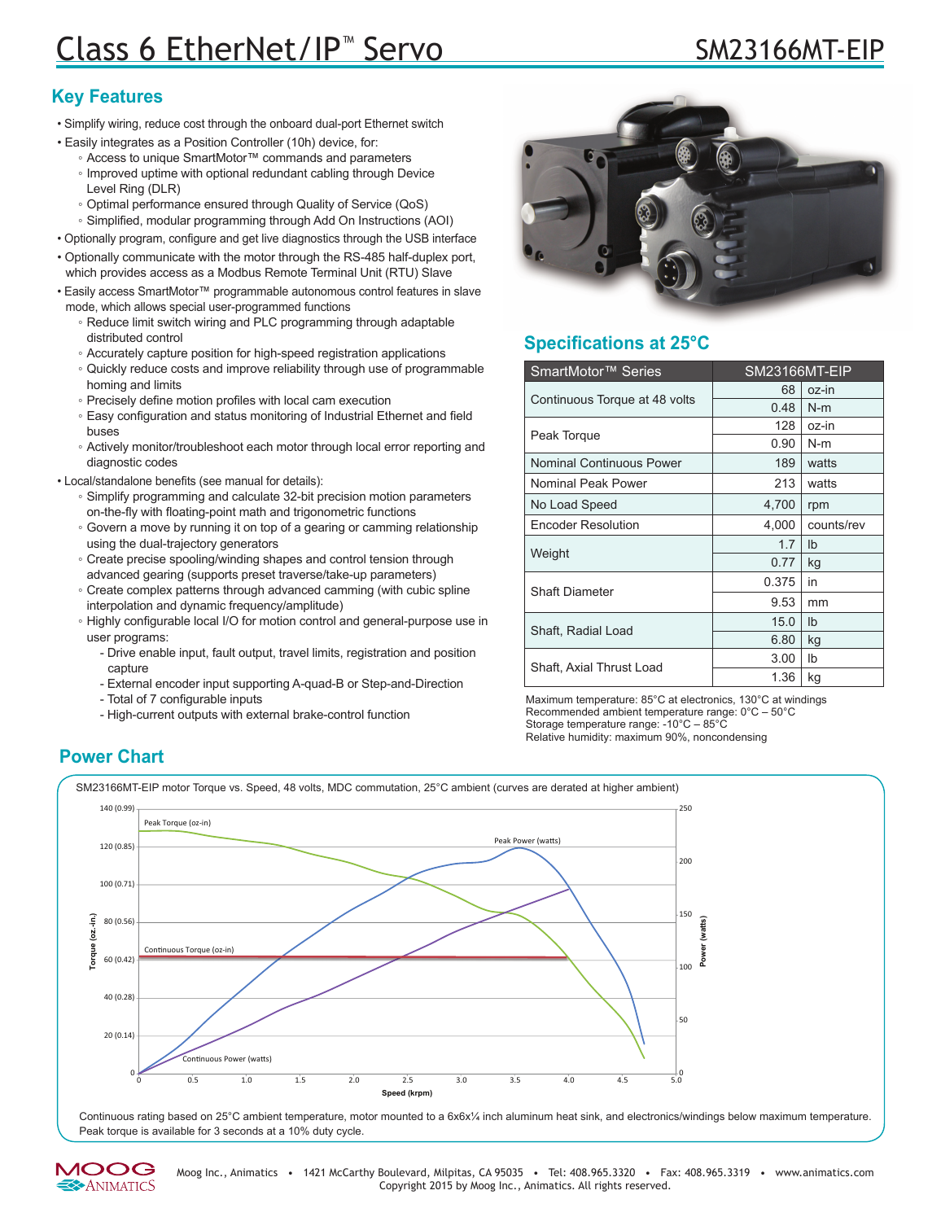# Class 6 EtherNet/IP™ Servo

# SM23166MT-EIP

## Key Features

- Simplify wiring, reduce cost through the onboard dual-port Ethernet switch
- Easily integrates as a Position Controller (10h) device, for:
  - Access to unique SmartMotor™ commands and parameters
  - Improved uptime with optional redundant cabling through Device Level Ring (DLR)
  - Optimal performance ensured through Quality of Service (QoS)
  - Simplified, modular programming through Add On Instructions (AOI)
- Optionally program, configure and get live diagnostics through the USB interface
- Optionally communicate with the motor through the RS-485 half-duplex port, which provides access as a Modbus Remote Terminal Unit (RTU) Slave
- Easily access SmartMotor™ programmable autonomous control features in slave mode, which allows special user-programmed functions
  - Reduce limit switch wiring and PLC programming through adaptable distributed control
  - Accurately capture position for high-speed registration applications
  - Quickly reduce costs and improve reliability through use of programmable homing and limits
  - Precisely define motion profiles with local cam execution
  - Easy configuration and status monitoring of Industrial Ethernet and field buses
  - Actively monitor/troubleshoot each motor through local error reporting and diagnostic codes
- Local/standalone benefits (see manual for details):
  - Simplify programming and calculate 32-bit precision motion parameters on-the-fly with floating-point math and trigonometric functions
  - Govern a move by running it on top of a gearing or camming relationship using the dual-trajectory generators
  - Create precise spooling/winding shapes and control tension through advanced gearing (supports preset traverse/take-up parameters)
  - Create complex patterns through advanced camming (with cubic spline interpolation and dynamic frequency/amplitude)
  - Highly configurable local I/O for motion control and general-purpose use in user programs:
    - Drive enable input, fault output, travel limits, registration and position capture
    - External encoder input supporting A-quad-B or Step-and-Direction
    - Total of 7 configurable inputs
    - High-current outputs with external brake-control function

## Specifications at 25°C

| SmartMotor™ Series | SM23166MT-EIP | |
|---|---|---|
| Continuous Torque at 48 volts | 68 | oz-in |
| | 0.48 | N-m |
| Peak Torque | 128 | oz-in |
| | 0.90 | N-m |
| Nominal Continuous Power | 189 | watts |
| Nominal Peak Power | 213 | watts |
| No Load Speed | 4,700 | rpm |
| Encoder Resolution | 4,000 | counts/rev |
| Weight | 1.7 | lb |
| | 0.77 | kg |
| Shaft Diameter | 0.375 | in |
| | 9.53 | mm |
| Shaft, Radial Load | 15.0 | lb |
| | 6.80 | kg |
| Shaft, Axial Thrust Load | 3.00 | lb |
| | 1.36 | kg |

Maximum temperature: 85°C at electronics, 130°C at windings
Recommended ambient temperature range: 0°C – 50°C
Storage temperature range: -10°C – 85°C
Relative humidity: maximum 90%, noncondensing

## Power Chart

SM23166MT-EIP motor Torque vs. Speed, 48 volts, MDC commutation, 25°C ambient (curves are derated at higher ambient)

Continuous rating based on 25°C ambient temperature, motor mounted to a 6x6x¼ inch aluminum heat sink, and electronics/windings below maximum temperature. Peak torque is available for 3 seconds at a 10% duty cycle.

Moog Inc., Animatics • 1421 McCarthy Boulevard, Milpitas, CA 95035 • Tel: 408.965.3320 • Fax: 408.965.3319 • www.animatics.com
Copyright 2015 by Moog Inc., Animatics. All rights reserved.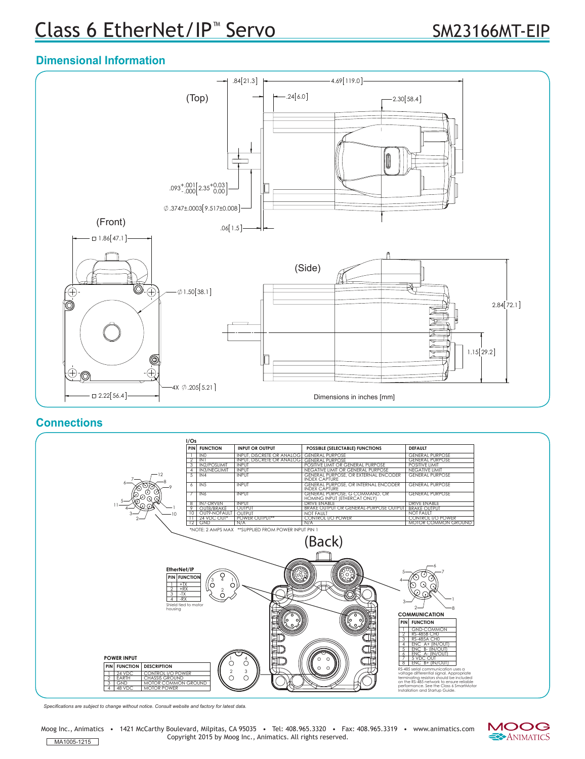# Class 6 EtherNet/IP™ Servo

SM23166MT-EIP

## Dimensional Information

(Top)

.84[21.3]

4.69[119.0]

.24[6.0]

2.30[58.4]

$.093^{+.001}_{-.000}$ $[2.35^{+0.03}_{\ 0.00}]$

∅.3747±.0003[9.517±0.008]

.06[1.5]

(Front)

□ 1.86[47.1]

∅ 1.50[38.1]

4X ∅.205[5.21]

□ 2.22[56.4]

(Side)

2.84[72.1]

1.15[29.2]

Dimensions in inches [mm]

## Connections

**I/Os**

| PIN | FUNCTION | INPUT OR OUTPUT | POSSIBLE (SELECTABLE) FUNCTIONS | DEFAULT |
|---|---|---|---|---|
| 1 | IN0 | INPUT, DISCRETE OR ANALOG | GENERAL PURPOSE | GENERAL PURPOSE |
| 2 | IN1 | INPUT, DISCRETE OR ANALOG | GENERAL PURPOSE | GENERAL PURPOSE |
| 3 | IN2/POSLIMIT | INPUT | POSITIVE LIMIT OR GENERAL PURPOSE | POSITIVE LIMIT |
| 4 | IN3/NEGLIMIT | INPUT | NEGATIVE LIMIT OR GENERAL PURPOSE | NEGATIVE LIMIT |
| 5 | IN4 | INPUT | GENERAL PURPOSE, OR EXTERNAL ENCODER INDEX CAPTURE | GENERAL PURPOSE |
| 6 | IN5 | INPUT | GENERAL PURPOSE, OR INTERNAL ENCODER INDEX CAPTURE | GENERAL PURPOSE |
| 7 | IN6 | INPUT | GENERAL PURPOSE, G COMMAND, OR HOMING INPUT (ETHERCAT ONLY) | GENERAL PURPOSE |
| 8 | IN7-DRVEN | INPUT | DRIVE ENABLE | DRIVE ENABLE |
| 9 | OUT8/BRAKE | OUTPUT | BRAKE OUTPUT OR GENERAL-PURPOSE OUTPUT | BRAKE OUTPUT |
| 10 | OUT9-NOFAULT | OUTPUT | NOT FAULT | NOT FAULT |
| 11 | 24 VDC OUT* | POWER OUTPUT** | CONTROL I/O POWER | CONTROL I/O POWER |
| 12 | GND | N/A | N/A | MOTOR COMMON GROUND |

*NOTE: 2 AMPS MAX **SUPPLIED FROM POWER INPUT PIN 1

(Back)

**EtherNet/IP**

| PIN | FUNCTION |
|---|---|
| 1 | +TX |
| 2 | +RX |
| 3 | -TX |
| 4 | -RX |

Shield tied to motor housing

**COMMUNICATION**

| PIN | FUNCTION |
|---|---|
| 1 | GND-COMMON |
| 2 | RS-485B CH0 |
| 3 | RS-485A CH0 |
| 4 | ENC A+ (IN/OUT) |
| 5 | ENC B- (IN/OUT) |
| 6 | ENC A- (IN/OUT) |
| 7 | 5 VDC OUT |
| 8 | ENC B+ (IN/OUT) |

RS-485 serial communication uses a voltage differential signal. Appropriate terminating resistors should be included on the RS-485 network to ensure reliable performance. See the Class 6 SmartMotor Installation and Startup Guide.

**POWER INPUT**

| PIN | FUNCTION | DESCRIPTION |
|---|---|---|
| 1 | 24 VDC | CONTROL I/O POWER |
| 2 | EARTH | CHASSIS GROUND |
| 3 | GND | MOTOR COMMON GROUND |
| 4 | 48 VDC | MOTOR POWER |

*Specifications are subject to change without notice. Consult website and factory for latest data.*

Moog Inc., Animatics • 1421 McCarthy Boulevard, Milpitas, CA 95035 • Tel: 408.965.3320 • Fax: 408.965.3319 • www.animatics.com
Copyright 2015 by Moog Inc., Animatics. All rights reserved.

MA1005-1215

MOOG ANIMATICS